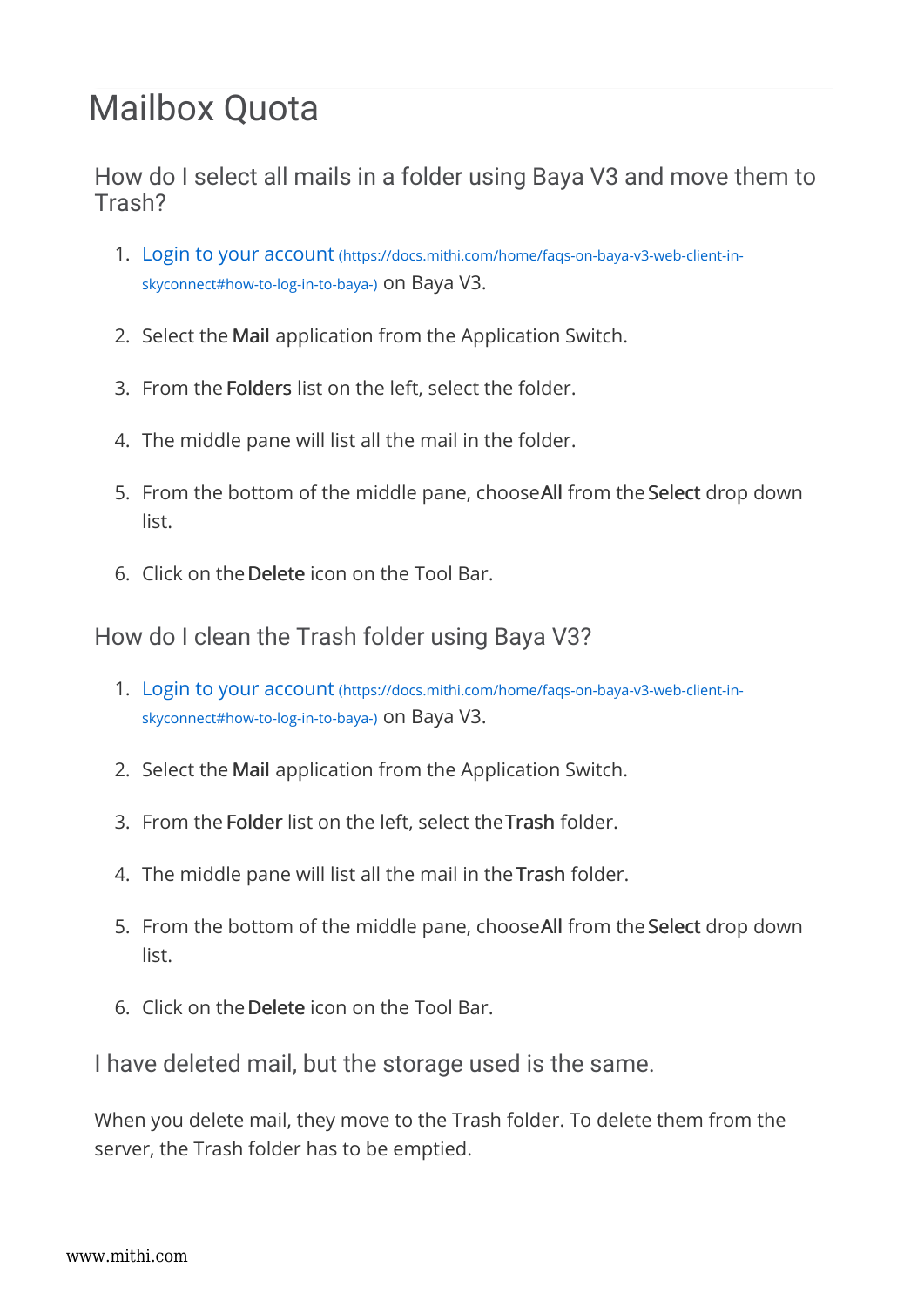# Mailbox Quota

## How do I select all mails in a folder using Baya V3 and move them to Trash?

1. Login to your account (https://docs.mithi.com/home/faqs-on-baya-v3-web-client-in-skyconnect#how-to-log-in-to-baya-) on Baya V3.
2. Select the **Mail** application from the Application Switch.
3. From the **Folders** list on the left, select the folder.
4. The middle pane will list all the mail in the folder.
5. From the bottom of the middle pane, choose **All** from the **Select** drop down list.
6. Click on the **Delete** icon on the Tool Bar.

## How do I clean the Trash folder using Baya V3?

1. Login to your account (https://docs.mithi.com/home/faqs-on-baya-v3-web-client-in-skyconnect#how-to-log-in-to-baya-) on Baya V3.
2. Select the **Mail** application from the Application Switch.
3. From the **Folder** list on the left, select the **Trash** folder.
4. The middle pane will list all the mail in the **Trash** folder.
5. From the bottom of the middle pane, choose **All** from the **Select** drop down list.
6. Click on the **Delete** icon on the Tool Bar.

## I have deleted mail, but the storage used is the same.

When you delete mail, they move to the Trash folder. To delete them from the server, the Trash folder has to be emptied.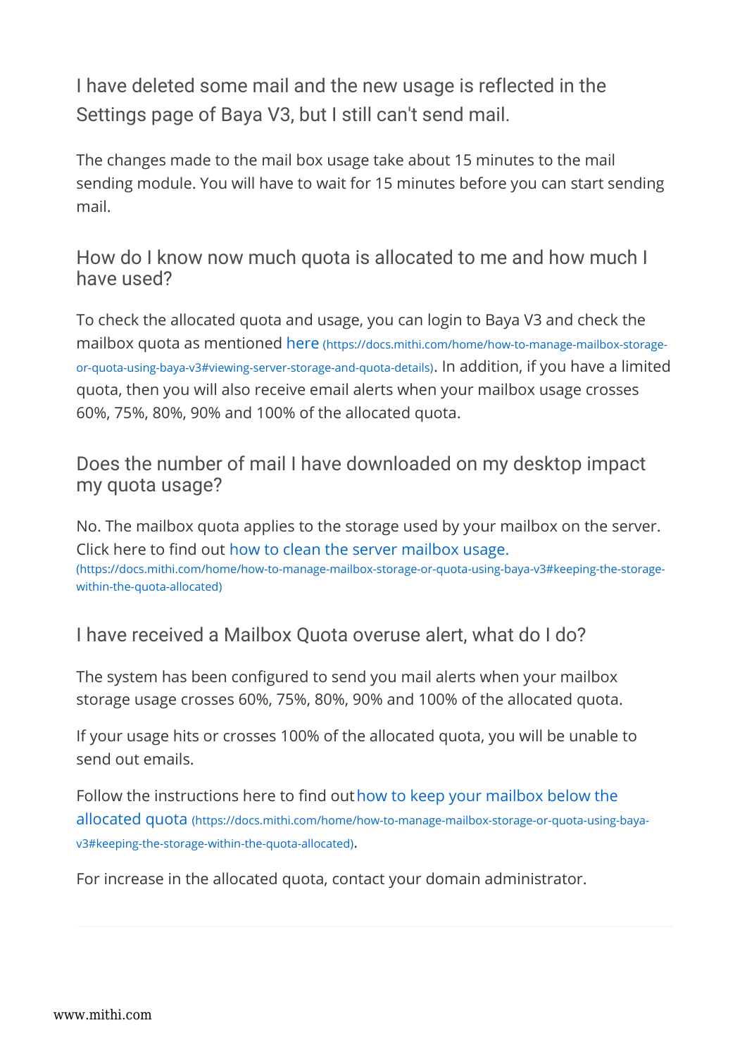### I have deleted some mail and the new usage is reflected in the Settings page of Baya V3, but I still can't send mail.

The changes made to the mail box usage take about 15 minutes to the mail sending module. You will have to wait for 15 minutes before you can start sending mail.

### How do I know now much quota is allocated to me and how much I have used?

To check the allocated quota and usage, you can login to Baya V3 and check the mailbox quota as mentioned here (https://docs.mithi.com/home/how-to-manage-mailbox-storage-or-quota-using-baya-v3#viewing-server-storage-and-quota-details). In addition, if you have a limited quota, then you will also receive email alerts when your mailbox usage crosses 60%, 75%, 80%, 90% and 100% of the allocated quota.

### Does the number of mail I have downloaded on my desktop impact my quota usage?

No. The mailbox quota applies to the storage used by your mailbox on the server. Click here to find out how to clean the server mailbox usage. (https://docs.mithi.com/home/how-to-manage-mailbox-storage-or-quota-using-baya-v3#keeping-the-storage-within-the-quota-allocated)

### I have received a Mailbox Quota overuse alert, what do I do?

The system has been configured to send you mail alerts when your mailbox storage usage crosses 60%, 75%, 80%, 90% and 100% of the allocated quota.

If your usage hits or crosses 100% of the allocated quota, you will be unable to send out emails.

Follow the instructions here to find out how to keep your mailbox below the allocated quota (https://docs.mithi.com/home/how-to-manage-mailbox-storage-or-quota-using-baya-v3#keeping-the-storage-within-the-quota-allocated).

For increase in the allocated quota, contact your domain administrator.